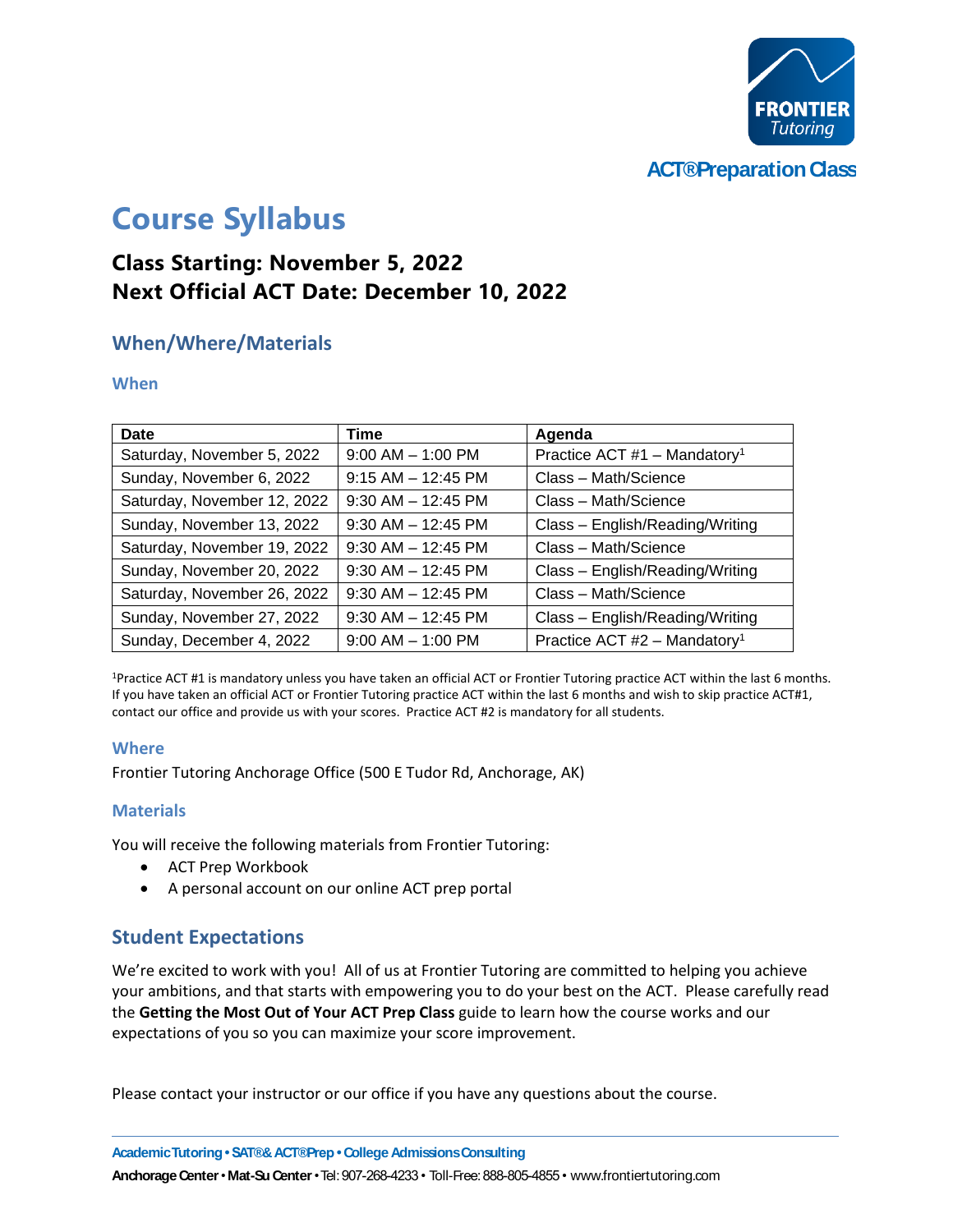FRONTIER Tutoring

ACT® Preparation Class

# Course Syllabus

## Class Starting: November 5, 2022
## Next Official ACT Date: December 10, 2022

## When/Where/Materials

### When

| Date | Time | Agenda |
|---|---|---|
| Saturday, November 5, 2022 | 9:00 AM – 1:00 PM | Practice ACT #1 – Mandatory[1] |
| Sunday, November 6, 2022 | 9:15 AM – 12:45 PM | Class – Math/Science |
| Saturday, November 12, 2022 | 9:30 AM – 12:45 PM | Class – Math/Science |
| Sunday, November 13, 2022 | 9:30 AM – 12:45 PM | Class – English/Reading/Writing |
| Saturday, November 19, 2022 | 9:30 AM – 12:45 PM | Class – Math/Science |
| Sunday, November 20, 2022 | 9:30 AM – 12:45 PM | Class – English/Reading/Writing |
| Saturday, November 26, 2022 | 9:30 AM – 12:45 PM | Class – Math/Science |
| Sunday, November 27, 2022 | 9:30 AM – 12:45 PM | Class – English/Reading/Writing |
| Sunday, December 4, 2022 | 9:00 AM – 1:00 PM | Practice ACT #2 – Mandatory[1] |

[1]Practice ACT #1 is mandatory unless you have taken an official ACT or Frontier Tutoring practice ACT within the last 6 months. If you have taken an official ACT or Frontier Tutoring practice ACT within the last 6 months and wish to skip practice ACT#1, contact our office and provide us with your scores. Practice ACT #2 is mandatory for all students.

### Where

Frontier Tutoring Anchorage Office (500 E Tudor Rd, Anchorage, AK)

### Materials

You will receive the following materials from Frontier Tutoring:

- ACT Prep Workbook
- A personal account on our online ACT prep portal

## Student Expectations

We're excited to work with you! All of us at Frontier Tutoring are committed to helping you achieve your ambitions, and that starts with empowering you to do your best on the ACT. Please carefully read the **Getting the Most Out of Your ACT Prep Class** guide to learn how the course works and our expectations of you so you can maximize your score improvement.

Please contact your instructor or our office if you have any questions about the course.